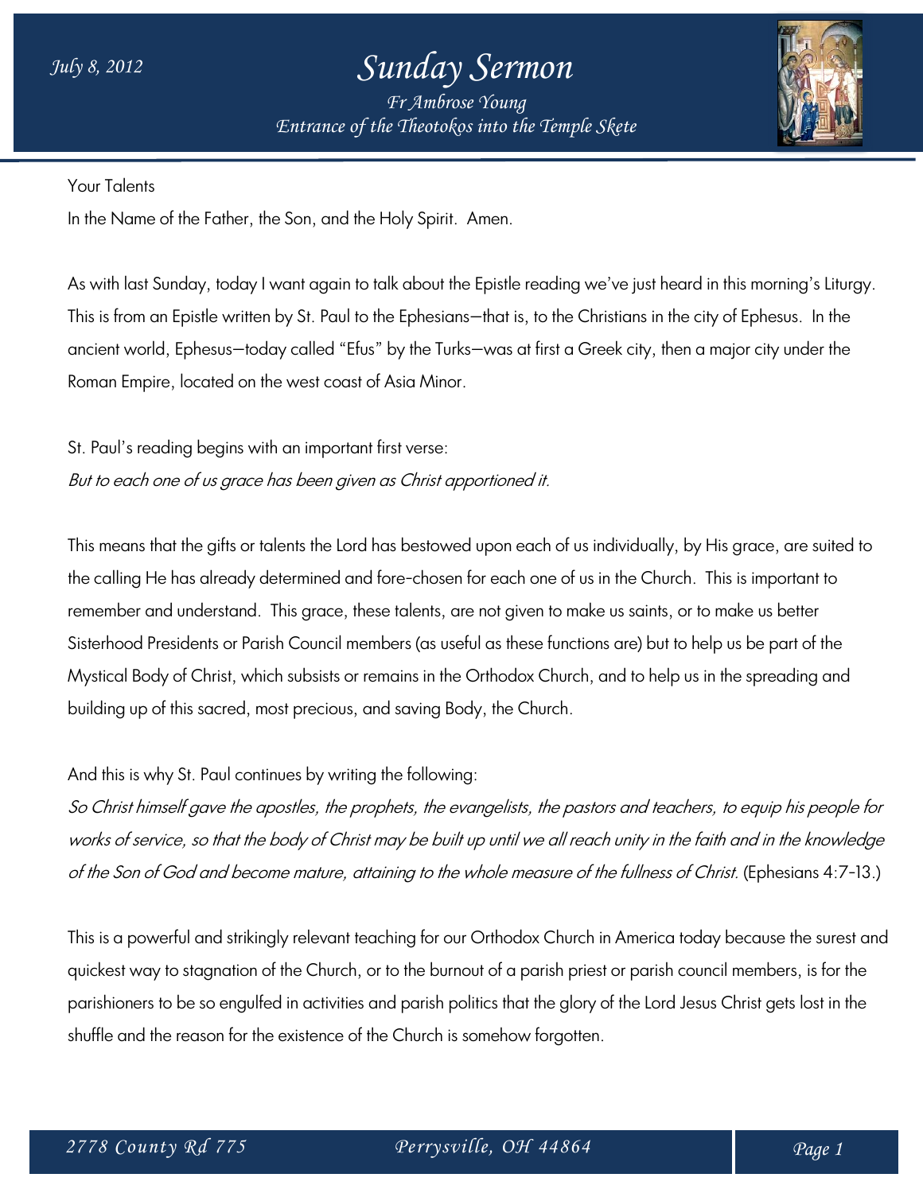July 8, 2012

# Sunday Sermon

*Fr Ambrose Young*
*Entrance of the Theotokos into the Temple Skete*

Your Talents

In the Name of the Father, the Son, and the Holy Spirit. Amen.

As with last Sunday, today I want again to talk about the Epistle reading we've just heard in this morning's Liturgy. This is from an Epistle written by St. Paul to the Ephesians—that is, to the Christians in the city of Ephesus. In the ancient world, Ephesus—today called "Efus" by the Turks—was at first a Greek city, then a major city under the Roman Empire, located on the west coast of Asia Minor.

St. Paul's reading begins with an important first verse:
*But to each one of us grace has been given as Christ apportioned it.*

This means that the gifts or talents the Lord has bestowed upon each of us individually, by His grace, are suited to the calling He has already determined and fore-chosen for each one of us in the Church. This is important to remember and understand. This grace, these talents, are not given to make us saints, or to make us better Sisterhood Presidents or Parish Council members (as useful as these functions are) but to help us be part of the Mystical Body of Christ, which subsists or remains in the Orthodox Church, and to help us in the spreading and building up of this sacred, most precious, and saving Body, the Church.

And this is why St. Paul continues by writing the following:
*So Christ himself gave the apostles, the prophets, the evangelists, the pastors and teachers, to equip his people for works of service, so that the body of Christ may be built up until we all reach unity in the faith and in the knowledge of the Son of God and become mature, attaining to the whole measure of the fullness of Christ.* (Ephesians 4:7-13.)

This is a powerful and strikingly relevant teaching for our Orthodox Church in America today because the surest and quickest way to stagnation of the Church, or to the burnout of a parish priest or parish council members, is for the parishioners to be so engulfed in activities and parish politics that the glory of the Lord Jesus Christ gets lost in the shuffle and the reason for the existence of the Church is somehow forgotten.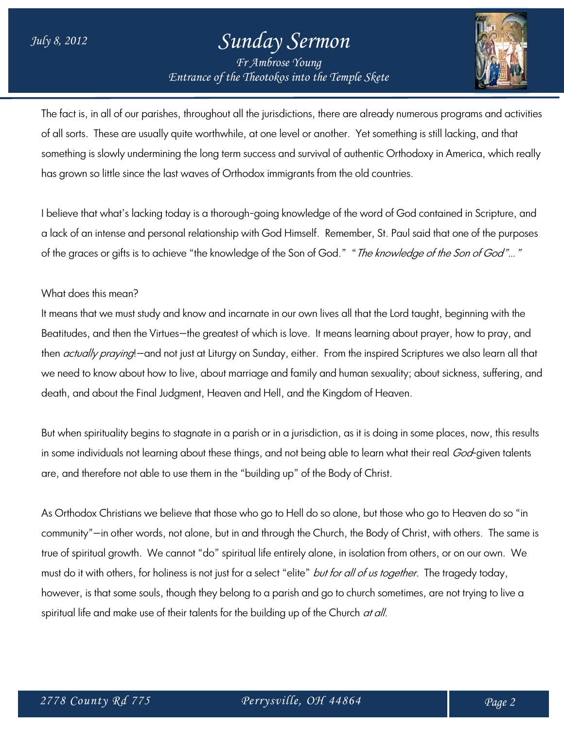The fact is, in all of our parishes, throughout all the jurisdictions, there are already numerous programs and activities of all sorts. These are usually quite worthwhile, at one level or another. Yet something is still lacking, and that something is slowly undermining the long term success and survival of authentic Orthodoxy in America, which really has grown so little since the last waves of Orthodox immigrants from the old countries.

I believe that what's lacking today is a thorough-going knowledge of the word of God contained in Scripture, and a lack of an intense and personal relationship with God Himself. Remember, St. Paul said that one of the purposes of the graces or gifts is to achieve "the knowledge of the Son of God." "*The knowledge of the Son of God*"…"

What does this mean?

It means that we must study and know and incarnate in our own lives all that the Lord taught, beginning with the Beatitudes, and then the Virtues—the greatest of which is love. It means learning about prayer, how to pray, and then *actually praying*!—and not just at Liturgy on Sunday, either. From the inspired Scriptures we also learn all that we need to know about how to live, about marriage and family and human sexuality; about sickness, suffering, and death, and about the Final Judgment, Heaven and Hell, and the Kingdom of Heaven.

But when spirituality begins to stagnate in a parish or in a jurisdiction, as it is doing in some places, now, this results in some individuals not learning about these things, and not being able to learn what their real *God*-given talents are, and therefore not able to use them in the "building up" of the Body of Christ.

As Orthodox Christians we believe that those who go to Hell do so alone, but those who go to Heaven do so "in community"—in other words, not alone, but in and through the Church, the Body of Christ, with others. The same is true of spiritual growth. We cannot "do" spiritual life entirely alone, in isolation from others, or on our own. We must do it with others, for holiness is not just for a select "elite" *but for all of us together*. The tragedy today, however, is that some souls, though they belong to a parish and go to church sometimes, are not trying to live a spiritual life and make use of their talents for the building up of the Church *at all*.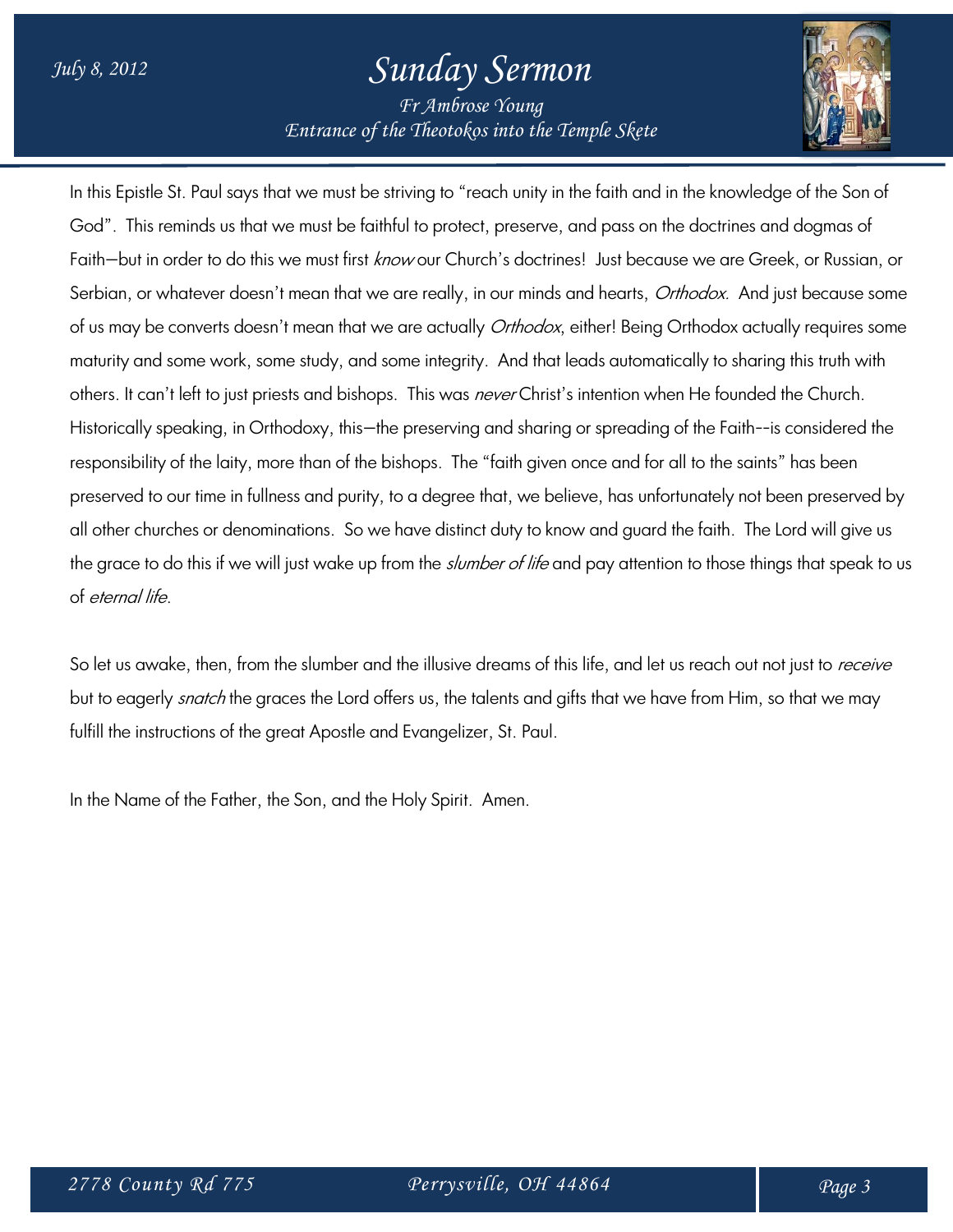In this Epistle St. Paul says that we must be striving to "reach unity in the faith and in the knowledge of the Son of God". This reminds us that we must be faithful to protect, preserve, and pass on the doctrines and dogmas of Faith—but in order to do this we must first *know* our Church's doctrines! Just because we are Greek, or Russian, or Serbian, or whatever doesn't mean that we are really, in our minds and hearts, *Orthodox.* And just because some of us may be converts doesn't mean that we are actually *Orthodox*, either! Being Orthodox actually requires some maturity and some work, some study, and some integrity. And that leads automatically to sharing this truth with others. It can't left to just priests and bishops. This was *never* Christ's intention when He founded the Church. Historically speaking, in Orthodoxy, this—the preserving and sharing or spreading of the Faith--is considered the responsibility of the laity, more than of the bishops. The "faith given once and for all to the saints" has been preserved to our time in fullness and purity, to a degree that, we believe, has unfortunately not been preserved by all other churches or denominations. So we have distinct duty to know and guard the faith. The Lord will give us the grace to do this if we will just wake up from the *slumber of life* and pay attention to those things that speak to us of *eternal life*.

So let us awake, then, from the slumber and the illusive dreams of this life, and let us reach out not just to *receive* but to eagerly *snatch* the graces the Lord offers us, the talents and gifts that we have from Him, so that we may fulfill the instructions of the great Apostle and Evangelizer, St. Paul.

In the Name of the Father, the Son, and the Holy Spirit. Amen.